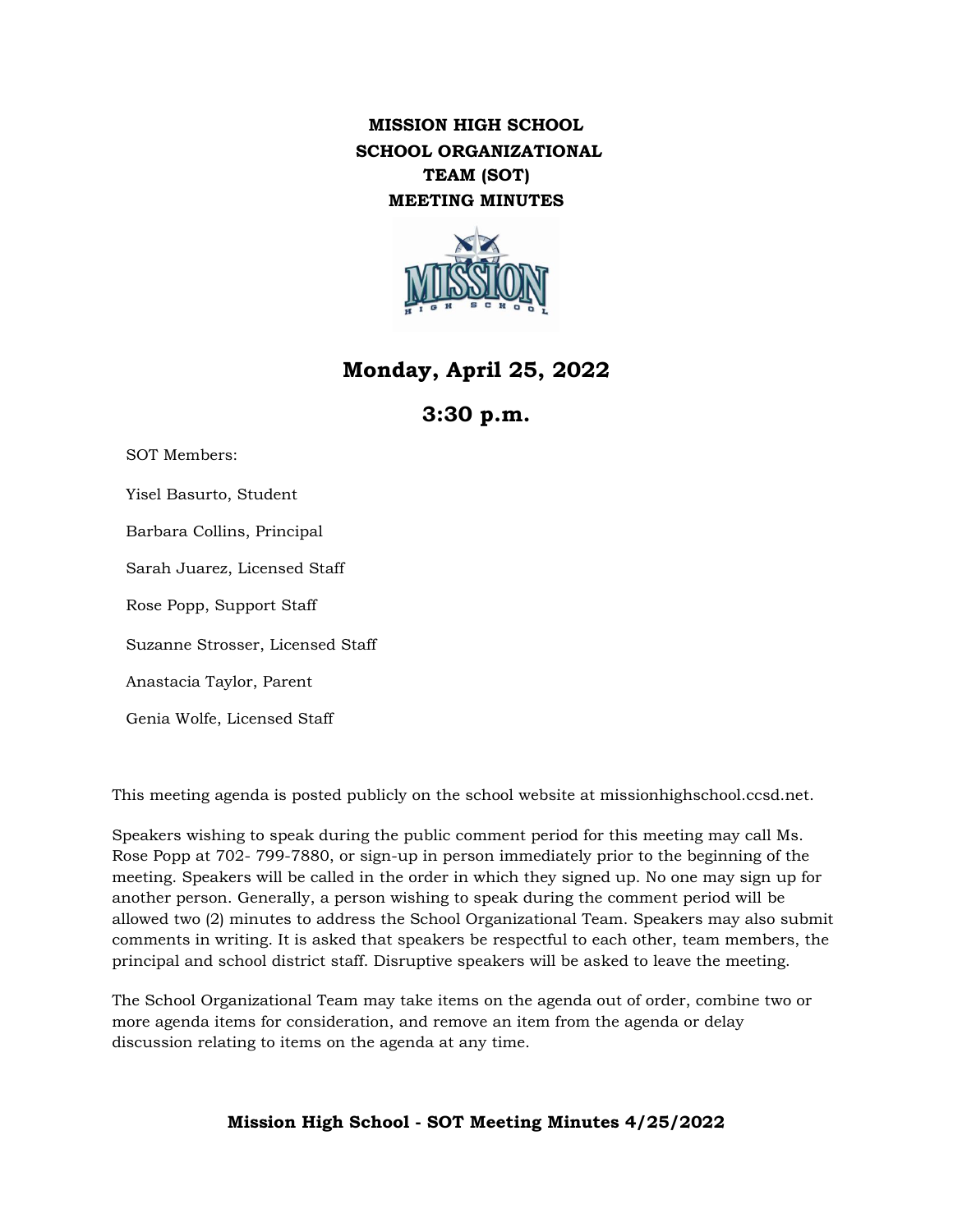# MISSION HIGH SCHOOL
# SCHOOL ORGANIZATIONAL TEAM (SOT)
# MEETING MINUTES

## Monday, April 25, 2022

## 3:30 p.m.

SOT Members:

Yisel Basurto, Student

Barbara Collins, Principal

Sarah Juarez, Licensed Staff

Rose Popp, Support Staff

Suzanne Strosser, Licensed Staff

Anastacia Taylor, Parent

Genia Wolfe, Licensed Staff

This meeting agenda is posted publicly on the school website at missionhighschool.ccsd.net.

Speakers wishing to speak during the public comment period for this meeting may call Ms. Rose Popp at 702- 799-7880, or sign-up in person immediately prior to the beginning of the meeting. Speakers will be called in the order in which they signed up. No one may sign up for another person. Generally, a person wishing to speak during the comment period will be allowed two (2) minutes to address the School Organizational Team. Speakers may also submit comments in writing. It is asked that speakers be respectful to each other, team members, the principal and school district staff. Disruptive speakers will be asked to leave the meeting.

The School Organizational Team may take items on the agenda out of order, combine two or more agenda items for consideration, and remove an item from the agenda or delay discussion relating to items on the agenda at any time.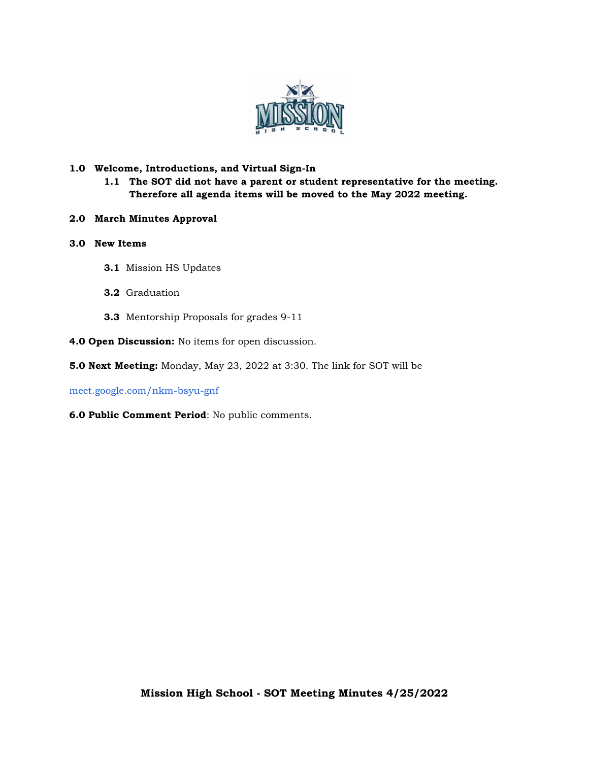**1.0 Welcome, Introductions, and Virtual Sign-In**

**1.1 The SOT did not have a parent or student representative for the meeting. Therefore all agenda items will be moved to the May 2022 meeting.**

**2.0 March Minutes Approval**

**3.0 New Items**

**3.1** Mission HS Updates

**3.2** Graduation

**3.3** Mentorship Proposals for grades 9-11

**4.0 Open Discussion:** No items for open discussion.

**5.0 Next Meeting:** Monday, May 23, 2022 at 3:30. The link for SOT will be

meet.google.com/nkm-bsyu-gnf

**6.0 Public Comment Period**: No public comments.